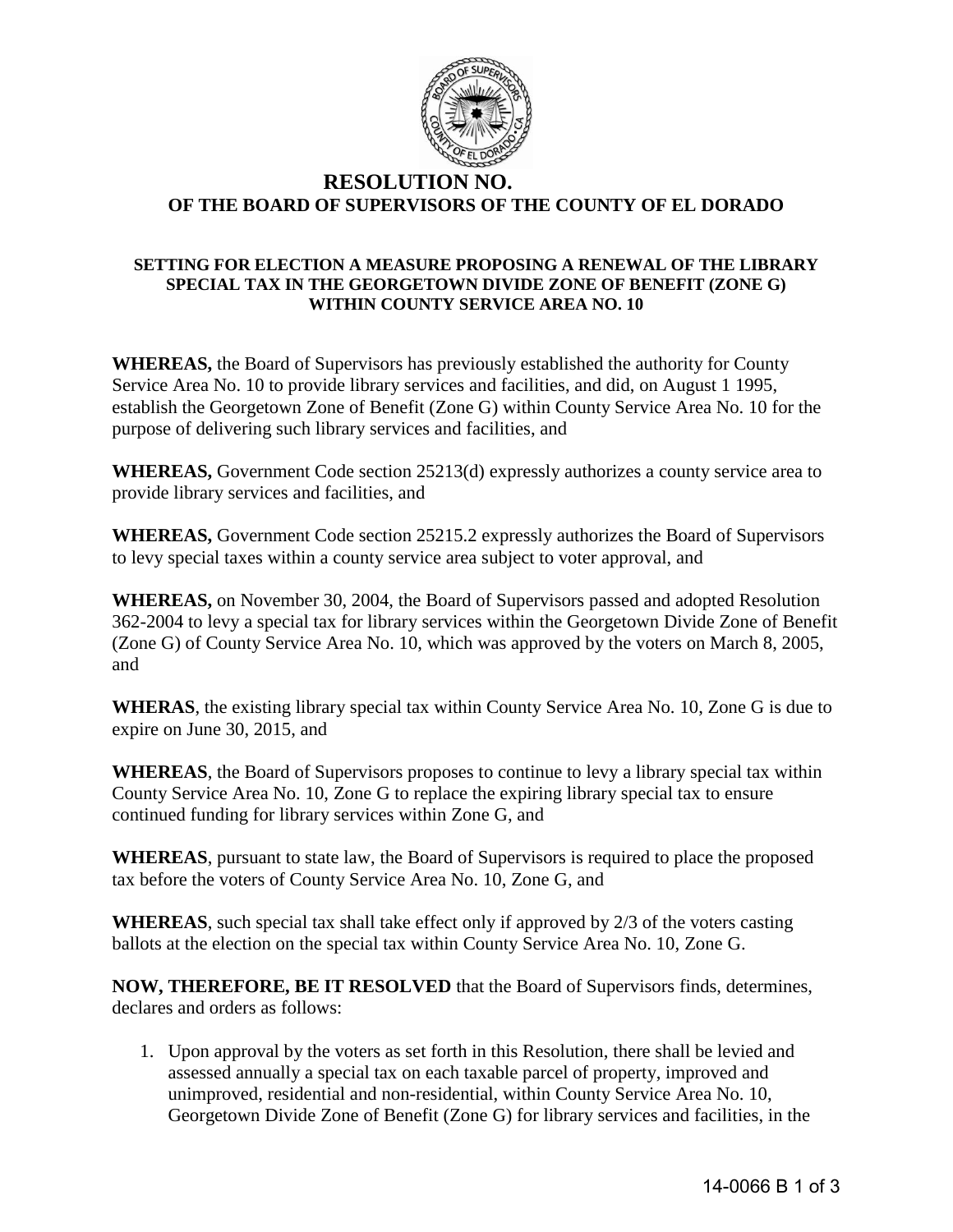# RESOLUTION NO.
## OF THE BOARD OF SUPERVISORS OF THE COUNTY OF EL DORADO

### SETTING FOR ELECTION A MEASURE PROPOSING A RENEWAL OF THE LIBRARY SPECIAL TAX IN THE GEORGETOWN DIVIDE ZONE OF BENEFIT (ZONE G) WITHIN COUNTY SERVICE AREA NO. 10

**WHEREAS,** the Board of Supervisors has previously established the authority for County Service Area No. 10 to provide library services and facilities, and did, on August 1 1995, establish the Georgetown Zone of Benefit (Zone G) within County Service Area No. 10 for the purpose of delivering such library services and facilities, and

**WHEREAS,** Government Code section 25213(d) expressly authorizes a county service area to provide library services and facilities, and

**WHEREAS,** Government Code section 25215.2 expressly authorizes the Board of Supervisors to levy special taxes within a county service area subject to voter approval, and

**WHEREAS,** on November 30, 2004, the Board of Supervisors passed and adopted Resolution 362-2004 to levy a special tax for library services within the Georgetown Divide Zone of Benefit (Zone G) of County Service Area No. 10, which was approved by the voters on March 8, 2005, and

**WHERAS**, the existing library special tax within County Service Area No. 10, Zone G is due to expire on June 30, 2015, and

**WHEREAS**, the Board of Supervisors proposes to continue to levy a library special tax within County Service Area No. 10, Zone G to replace the expiring library special tax to ensure continued funding for library services within Zone G, and

**WHEREAS**, pursuant to state law, the Board of Supervisors is required to place the proposed tax before the voters of County Service Area No. 10, Zone G, and

**WHEREAS**, such special tax shall take effect only if approved by 2/3 of the voters casting ballots at the election on the special tax within County Service Area No. 10, Zone G.

**NOW, THEREFORE, BE IT RESOLVED** that the Board of Supervisors finds, determines, declares and orders as follows:

1. Upon approval by the voters as set forth in this Resolution, there shall be levied and assessed annually a special tax on each taxable parcel of property, improved and unimproved, residential and non-residential, within County Service Area No. 10, Georgetown Divide Zone of Benefit (Zone G) for library services and facilities, in the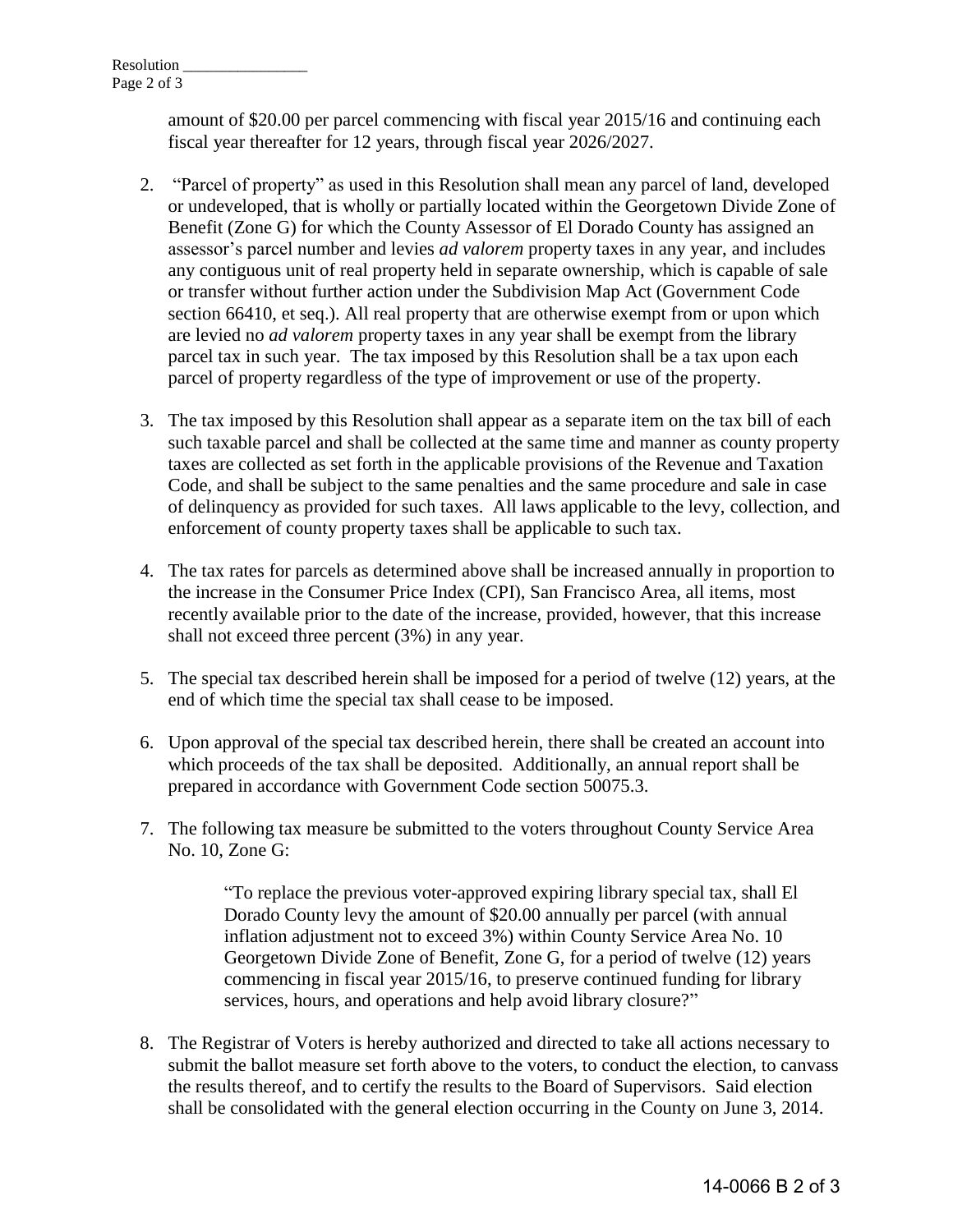amount of $20.00 per parcel commencing with fiscal year 2015/16 and continuing each fiscal year thereafter for 12 years, through fiscal year 2026/2027.

2. "Parcel of property" as used in this Resolution shall mean any parcel of land, developed or undeveloped, that is wholly or partially located within the Georgetown Divide Zone of Benefit (Zone G) for which the County Assessor of El Dorado County has assigned an assessor's parcel number and levies *ad valorem* property taxes in any year, and includes any contiguous unit of real property held in separate ownership, which is capable of sale or transfer without further action under the Subdivision Map Act (Government Code section 66410, et seq.). All real property that are otherwise exempt from or upon which are levied no *ad valorem* property taxes in any year shall be exempt from the library parcel tax in such year. The tax imposed by this Resolution shall be a tax upon each parcel of property regardless of the type of improvement or use of the property.

3. The tax imposed by this Resolution shall appear as a separate item on the tax bill of each such taxable parcel and shall be collected at the same time and manner as county property taxes are collected as set forth in the applicable provisions of the Revenue and Taxation Code, and shall be subject to the same penalties and the same procedure and sale in case of delinquency as provided for such taxes. All laws applicable to the levy, collection, and enforcement of county property taxes shall be applicable to such tax.

4. The tax rates for parcels as determined above shall be increased annually in proportion to the increase in the Consumer Price Index (CPI), San Francisco Area, all items, most recently available prior to the date of the increase, provided, however, that this increase shall not exceed three percent (3%) in any year.

5. The special tax described herein shall be imposed for a period of twelve (12) years, at the end of which time the special tax shall cease to be imposed.

6. Upon approval of the special tax described herein, there shall be created an account into which proceeds of the tax shall be deposited. Additionally, an annual report shall be prepared in accordance with Government Code section 50075.3.

7. The following tax measure be submitted to the voters throughout County Service Area No. 10, Zone G:

   > "To replace the previous voter-approved expiring library special tax, shall El Dorado County levy the amount of $20.00 annually per parcel (with annual inflation adjustment not to exceed 3%) within County Service Area No. 10 Georgetown Divide Zone of Benefit, Zone G, for a period of twelve (12) years commencing in fiscal year 2015/16, to preserve continued funding for library services, hours, and operations and help avoid library closure?"

8. The Registrar of Voters is hereby authorized and directed to take all actions necessary to submit the ballot measure set forth above to the voters, to conduct the election, to canvass the results thereof, and to certify the results to the Board of Supervisors. Said election shall be consolidated with the general election occurring in the County on June 3, 2014.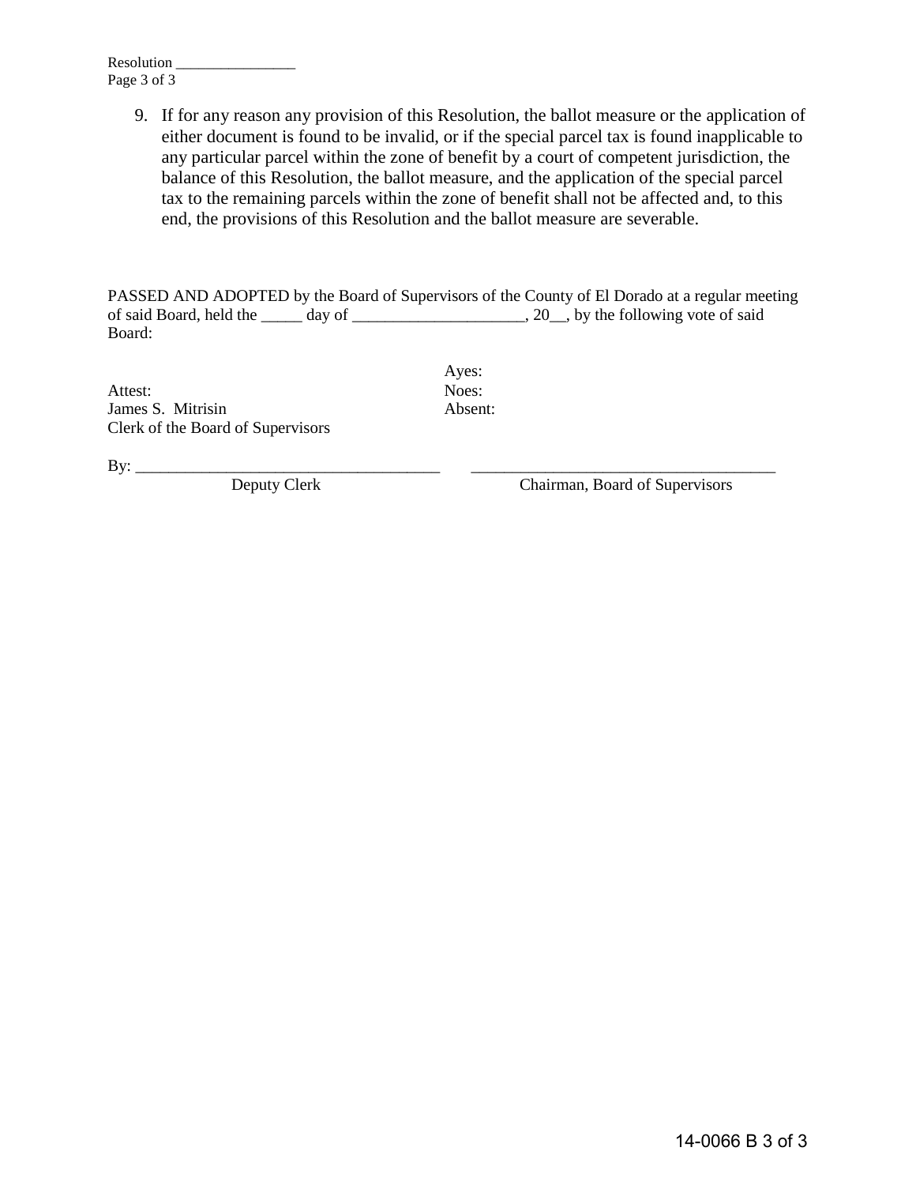9. If for any reason any provision of this Resolution, the ballot measure or the application of either document is found to be invalid, or if the special parcel tax is found inapplicable to any particular parcel within the zone of benefit by a court of competent jurisdiction, the balance of this Resolution, the ballot measure, and the application of the special parcel tax to the remaining parcels within the zone of benefit shall not be affected and, to this end, the provisions of this Resolution and the ballot measure are severable.

PASSED AND ADOPTED by the Board of Supervisors of the County of El Dorado at a regular meeting of said Board, held the _____ day of _____________________, 20__, by the following vote of said Board:

Ayes:
Noes:
Absent:

Attest:
James S. Mitrisin
Clerk of the Board of Supervisors

By: _____________________________________
Deputy Clerk

_____________________________________
Chairman, Board of Supervisors